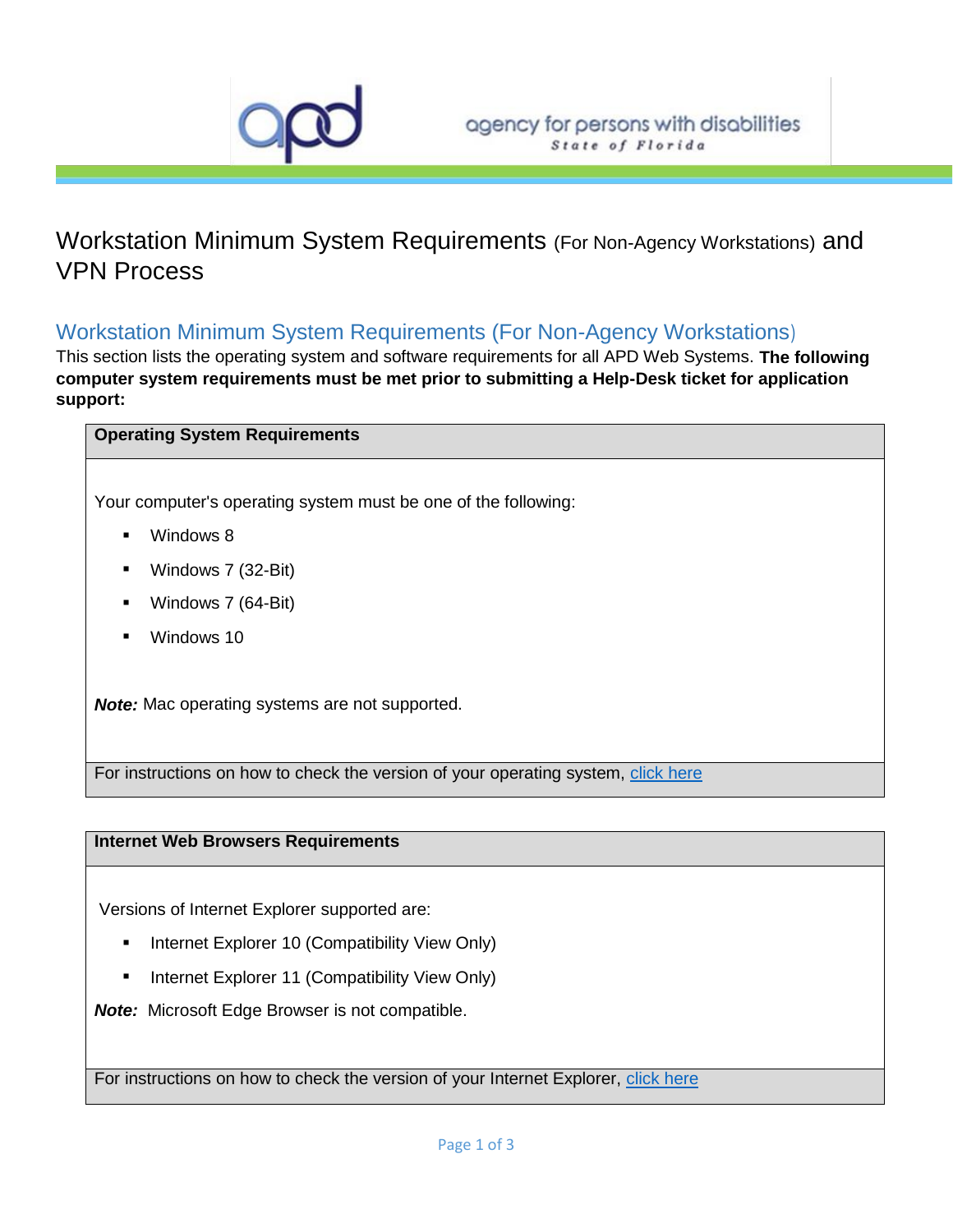agency for persons with disabilities
State of Florida

# Workstation Minimum System Requirements (For Non-Agency Workstations) and VPN Process

## Workstation Minimum System Requirements (For Non-Agency Workstations)

This section lists the operating system and software requirements for all APD Web Systems. **The following computer system requirements must be met prior to submitting a Help-Desk ticket for application support:**

### Operating System Requirements

Your computer's operating system must be one of the following:

- Windows 8
- Windows 7 (32-Bit)
- Windows 7 (64-Bit)
- Windows 10

***Note:*** Mac operating systems are not supported.

For instructions on how to check the version of your operating system, click here

### Internet Web Browsers Requirements

Versions of Internet Explorer supported are:

- Internet Explorer 10 (Compatibility View Only)
- Internet Explorer 11 (Compatibility View Only)

***Note:*** Microsoft Edge Browser is not compatible.

For instructions on how to check the version of your Internet Explorer, click here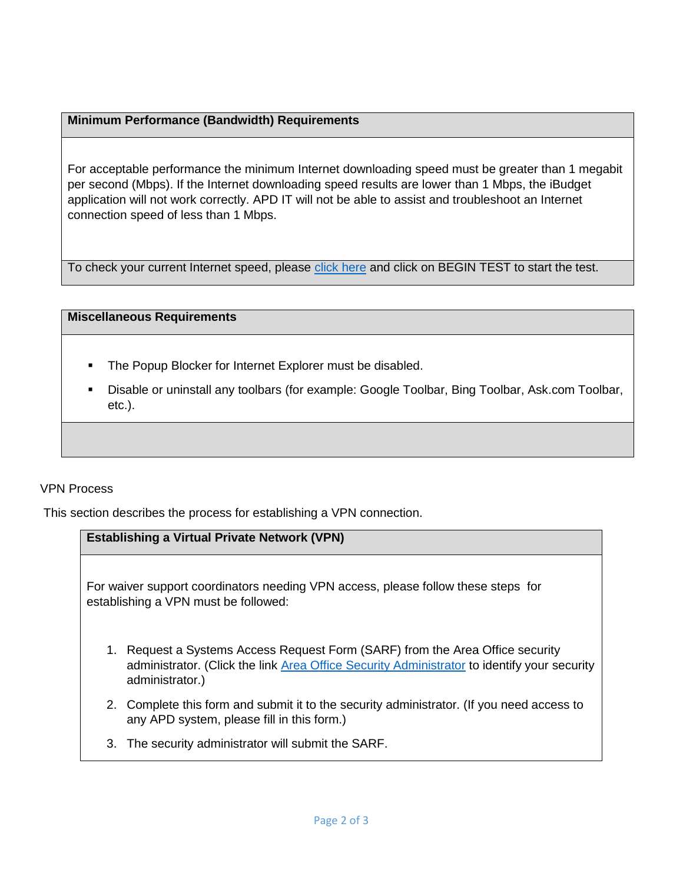### Minimum Performance (Bandwidth) Requirements

For acceptable performance the minimum Internet downloading speed must be greater than 1 megabit per second (Mbps). If the Internet downloading speed results are lower than 1 Mbps, the iBudget application will not work correctly. APD IT will not be able to assist and troubleshoot an Internet connection speed of less than 1 Mbps.

To check your current Internet speed, please click here and click on BEGIN TEST to start the test.

### Miscellaneous Requirements

- The Popup Blocker for Internet Explorer must be disabled.
- Disable or uninstall any toolbars (for example: Google Toolbar, Bing Toolbar, Ask.com Toolbar, etc.).

VPN Process

This section describes the process for establishing a VPN connection.

### Establishing a Virtual Private Network (VPN)

For waiver support coordinators needing VPN access, please follow these steps for establishing a VPN must be followed:

1. Request a Systems Access Request Form (SARF) from the Area Office security administrator. (Click the link Area Office Security Administrator to identify your security administrator.)
2. Complete this form and submit it to the security administrator. (If you need access to any APD system, please fill in this form.)
3. The security administrator will submit the SARF.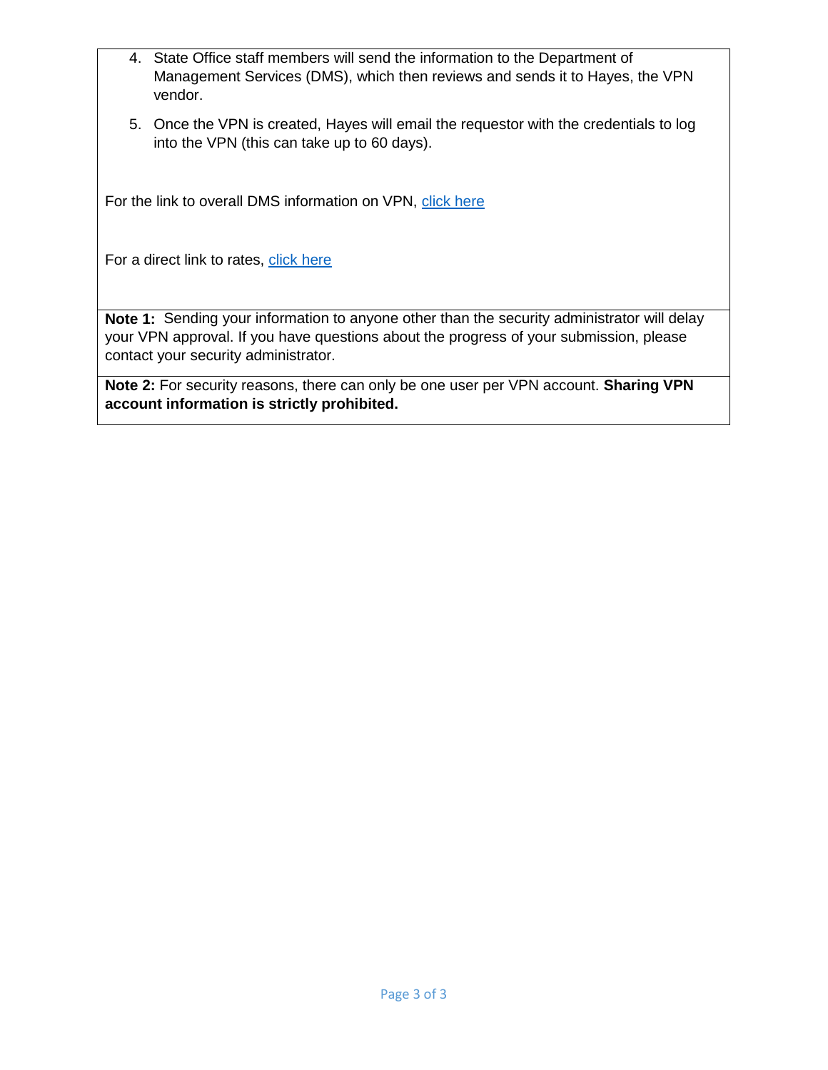4. State Office staff members will send the information to the Department of Management Services (DMS), which then reviews and sends it to Hayes, the VPN vendor.
5. Once the VPN is created, Hayes will email the requestor with the credentials to log into the VPN (this can take up to 60 days).

For the link to overall DMS information on VPN, click here

For a direct link to rates, click here

**Note 1:** Sending your information to anyone other than the security administrator will delay your VPN approval. If you have questions about the progress of your submission, please contact your security administrator.

**Note 2:** For security reasons, there can only be one user per VPN account. **Sharing VPN account information is strictly prohibited.**